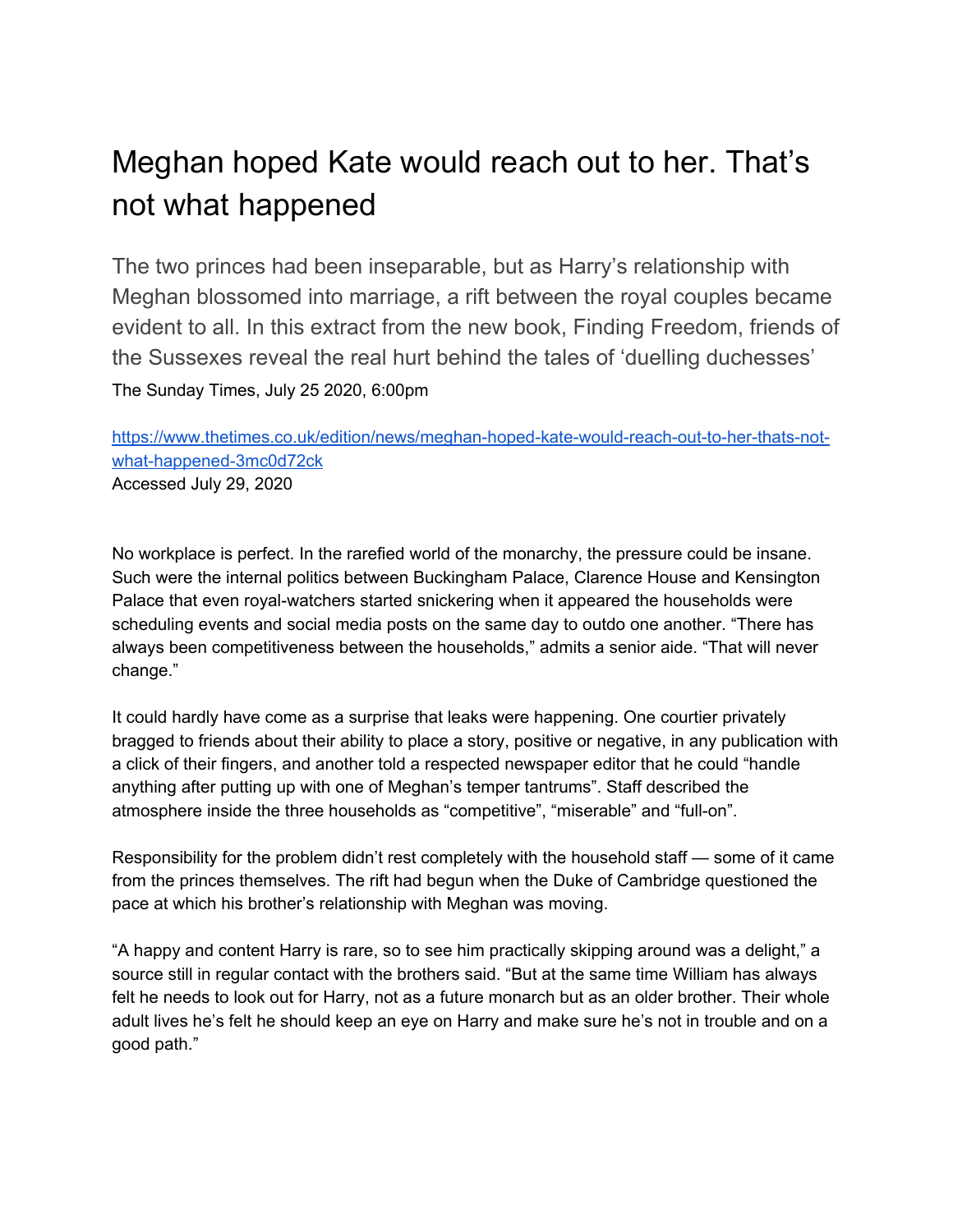# Meghan hoped Kate would reach out to her. That's not what happened

The two princes had been inseparable, but as Harry's relationship with Meghan blossomed into marriage, a rift between the royal couples became evident to all. In this extract from the new book, Finding Freedom, friends of the Sussexes reveal the real hurt behind the tales of 'duelling duchesses'

The Sunday Times, July 25 2020, 6:00pm

https://www.thetimes.co.uk/edition/news/meghan-hoped-kate-would-reach-out-to-her-thats-not-what-happened-3mc0d72ck

Accessed July 29, 2020

No workplace is perfect. In the rarefied world of the monarchy, the pressure could be insane. Such were the internal politics between Buckingham Palace, Clarence House and Kensington Palace that even royal-watchers started snickering when it appeared the households were scheduling events and social media posts on the same day to outdo one another. "There has always been competitiveness between the households," admits a senior aide. "That will never change."

It could hardly have come as a surprise that leaks were happening. One courtier privately bragged to friends about their ability to place a story, positive or negative, in any publication with a click of their fingers, and another told a respected newspaper editor that he could "handle anything after putting up with one of Meghan's temper tantrums". Staff described the atmosphere inside the three households as "competitive", "miserable" and "full-on".

Responsibility for the problem didn't rest completely with the household staff — some of it came from the princes themselves. The rift had begun when the Duke of Cambridge questioned the pace at which his brother's relationship with Meghan was moving.

"A happy and content Harry is rare, so to see him practically skipping around was a delight," a source still in regular contact with the brothers said. "But at the same time William has always felt he needs to look out for Harry, not as a future monarch but as an older brother. Their whole adult lives he's felt he should keep an eye on Harry and make sure he's not in trouble and on a good path."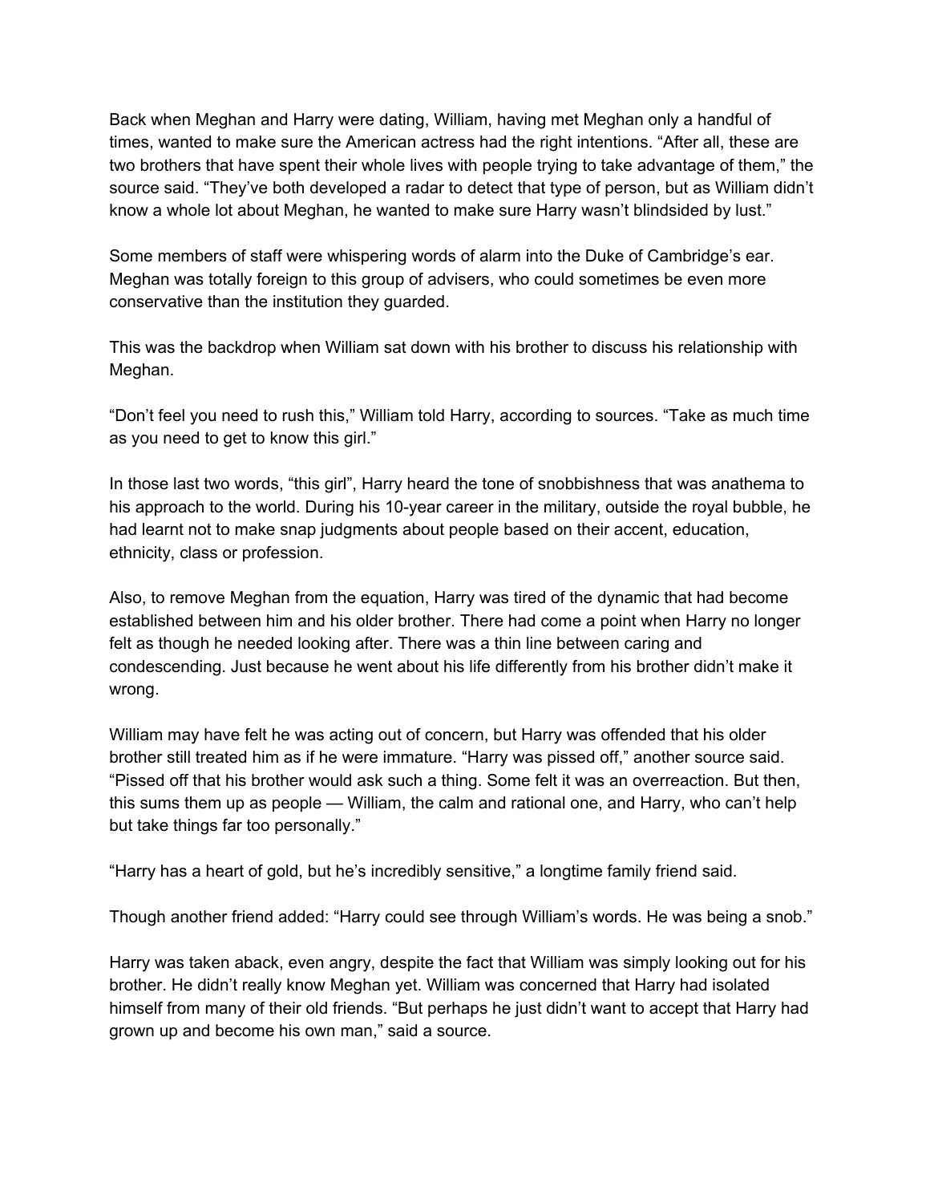Back when Meghan and Harry were dating, William, having met Meghan only a handful of times, wanted to make sure the American actress had the right intentions. “After all, these are two brothers that have spent their whole lives with people trying to take advantage of them,” the source said. “They’ve both developed a radar to detect that type of person, but as William didn’t know a whole lot about Meghan, he wanted to make sure Harry wasn’t blindsided by lust.”

Some members of staff were whispering words of alarm into the Duke of Cambridge’s ear. Meghan was totally foreign to this group of advisers, who could sometimes be even more conservative than the institution they guarded.

This was the backdrop when William sat down with his brother to discuss his relationship with Meghan.

“Don’t feel you need to rush this,” William told Harry, according to sources. “Take as much time as you need to get to know this girl.”

In those last two words, “this girl”, Harry heard the tone of snobbishness that was anathema to his approach to the world. During his 10-year career in the military, outside the royal bubble, he had learnt not to make snap judgments about people based on their accent, education, ethnicity, class or profession.

Also, to remove Meghan from the equation, Harry was tired of the dynamic that had become established between him and his older brother. There had come a point when Harry no longer felt as though he needed looking after. There was a thin line between caring and condescending. Just because he went about his life differently from his brother didn’t make it wrong.

William may have felt he was acting out of concern, but Harry was offended that his older brother still treated him as if he were immature. “Harry was pissed off,” another source said. “Pissed off that his brother would ask such a thing. Some felt it was an overreaction. But then, this sums them up as people — William, the calm and rational one, and Harry, who can’t help but take things far too personally.”

“Harry has a heart of gold, but he’s incredibly sensitive,” a longtime family friend said.

Though another friend added: “Harry could see through William’s words. He was being a snob.”

Harry was taken aback, even angry, despite the fact that William was simply looking out for his brother. He didn’t really know Meghan yet. William was concerned that Harry had isolated himself from many of their old friends. “But perhaps he just didn’t want to accept that Harry had grown up and become his own man,” said a source.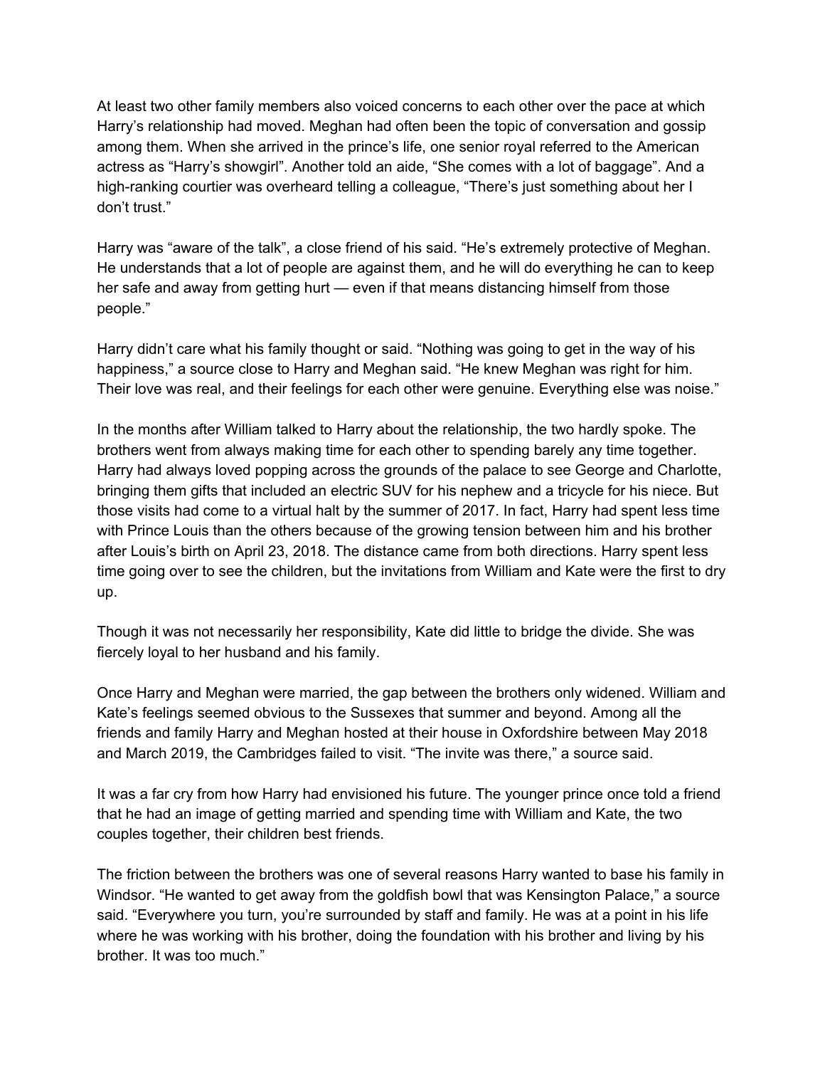At least two other family members also voiced concerns to each other over the pace at which Harry's relationship had moved. Meghan had often been the topic of conversation and gossip among them. When she arrived in the prince's life, one senior royal referred to the American actress as "Harry's showgirl". Another told an aide, "She comes with a lot of baggage". And a high-ranking courtier was overheard telling a colleague, "There's just something about her I don't trust."

Harry was "aware of the talk", a close friend of his said. "He's extremely protective of Meghan. He understands that a lot of people are against them, and he will do everything he can to keep her safe and away from getting hurt — even if that means distancing himself from those people."

Harry didn't care what his family thought or said. "Nothing was going to get in the way of his happiness," a source close to Harry and Meghan said. "He knew Meghan was right for him. Their love was real, and their feelings for each other were genuine. Everything else was noise."

In the months after William talked to Harry about the relationship, the two hardly spoke. The brothers went from always making time for each other to spending barely any time together. Harry had always loved popping across the grounds of the palace to see George and Charlotte, bringing them gifts that included an electric SUV for his nephew and a tricycle for his niece. But those visits had come to a virtual halt by the summer of 2017. In fact, Harry had spent less time with Prince Louis than the others because of the growing tension between him and his brother after Louis's birth on April 23, 2018. The distance came from both directions. Harry spent less time going over to see the children, but the invitations from William and Kate were the first to dry up.

Though it was not necessarily her responsibility, Kate did little to bridge the divide. She was fiercely loyal to her husband and his family.

Once Harry and Meghan were married, the gap between the brothers only widened. William and Kate's feelings seemed obvious to the Sussexes that summer and beyond. Among all the friends and family Harry and Meghan hosted at their house in Oxfordshire between May 2018 and March 2019, the Cambridges failed to visit. "The invite was there," a source said.

It was a far cry from how Harry had envisioned his future. The younger prince once told a friend that he had an image of getting married and spending time with William and Kate, the two couples together, their children best friends.

The friction between the brothers was one of several reasons Harry wanted to base his family in Windsor. "He wanted to get away from the goldfish bowl that was Kensington Palace," a source said. "Everywhere you turn, you're surrounded by staff and family. He was at a point in his life where he was working with his brother, doing the foundation with his brother and living by his brother. It was too much."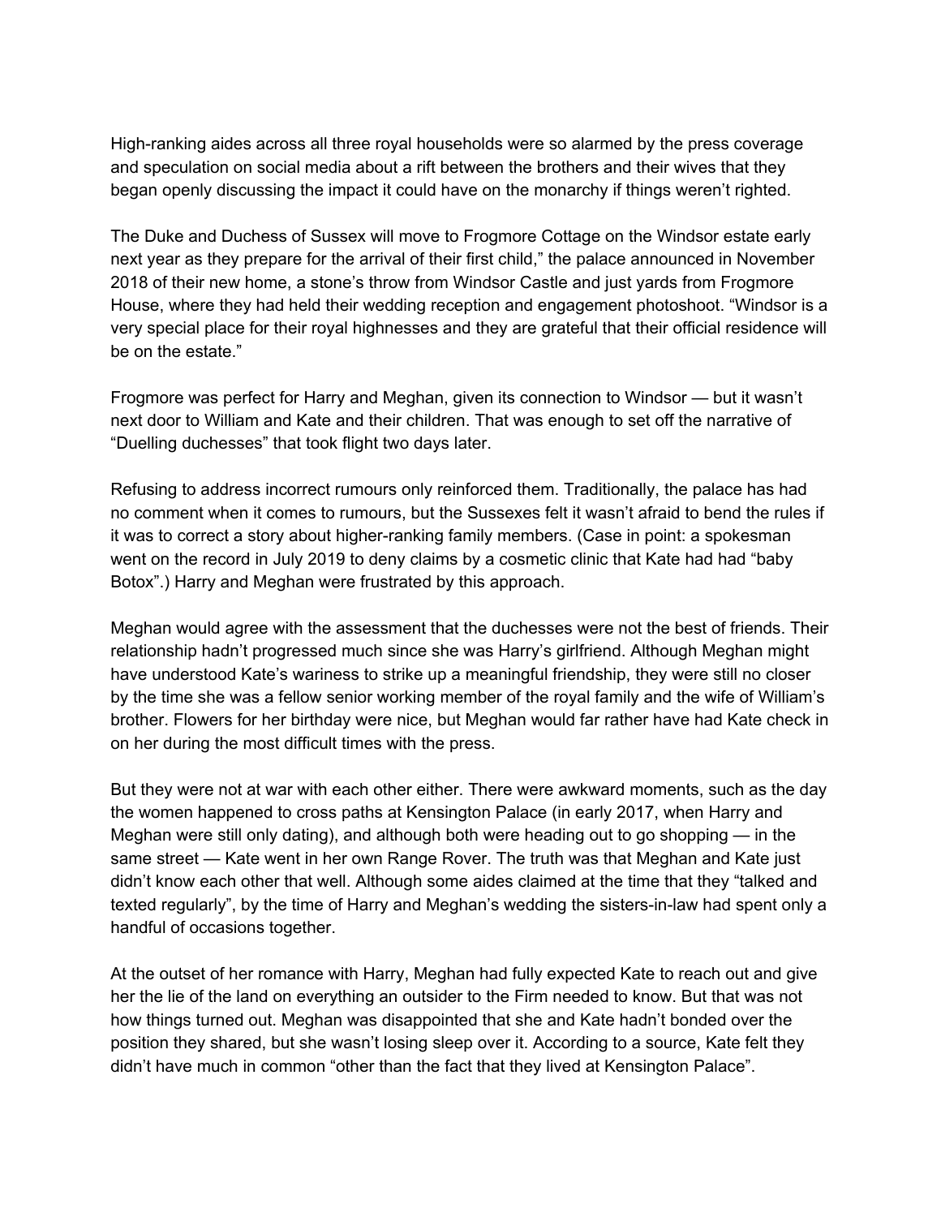High-ranking aides across all three royal households were so alarmed by the press coverage and speculation on social media about a rift between the brothers and their wives that they began openly discussing the impact it could have on the monarchy if things weren't righted.

The Duke and Duchess of Sussex will move to Frogmore Cottage on the Windsor estate early next year as they prepare for the arrival of their first child," the palace announced in November 2018 of their new home, a stone's throw from Windsor Castle and just yards from Frogmore House, where they had held their wedding reception and engagement photoshoot. "Windsor is a very special place for their royal highnesses and they are grateful that their official residence will be on the estate."

Frogmore was perfect for Harry and Meghan, given its connection to Windsor — but it wasn't next door to William and Kate and their children. That was enough to set off the narrative of "Duelling duchesses" that took flight two days later.

Refusing to address incorrect rumours only reinforced them. Traditionally, the palace has had no comment when it comes to rumours, but the Sussexes felt it wasn't afraid to bend the rules if it was to correct a story about higher-ranking family members. (Case in point: a spokesman went on the record in July 2019 to deny claims by a cosmetic clinic that Kate had had "baby Botox".) Harry and Meghan were frustrated by this approach.

Meghan would agree with the assessment that the duchesses were not the best of friends. Their relationship hadn't progressed much since she was Harry's girlfriend. Although Meghan might have understood Kate's wariness to strike up a meaningful friendship, they were still no closer by the time she was a fellow senior working member of the royal family and the wife of William's brother. Flowers for her birthday were nice, but Meghan would far rather have had Kate check in on her during the most difficult times with the press.

But they were not at war with each other either. There were awkward moments, such as the day the women happened to cross paths at Kensington Palace (in early 2017, when Harry and Meghan were still only dating), and although both were heading out to go shopping — in the same street — Kate went in her own Range Rover. The truth was that Meghan and Kate just didn't know each other that well. Although some aides claimed at the time that they "talked and texted regularly", by the time of Harry and Meghan's wedding the sisters-in-law had spent only a handful of occasions together.

At the outset of her romance with Harry, Meghan had fully expected Kate to reach out and give her the lie of the land on everything an outsider to the Firm needed to know. But that was not how things turned out. Meghan was disappointed that she and Kate hadn't bonded over the position they shared, but she wasn't losing sleep over it. According to a source, Kate felt they didn't have much in common "other than the fact that they lived at Kensington Palace".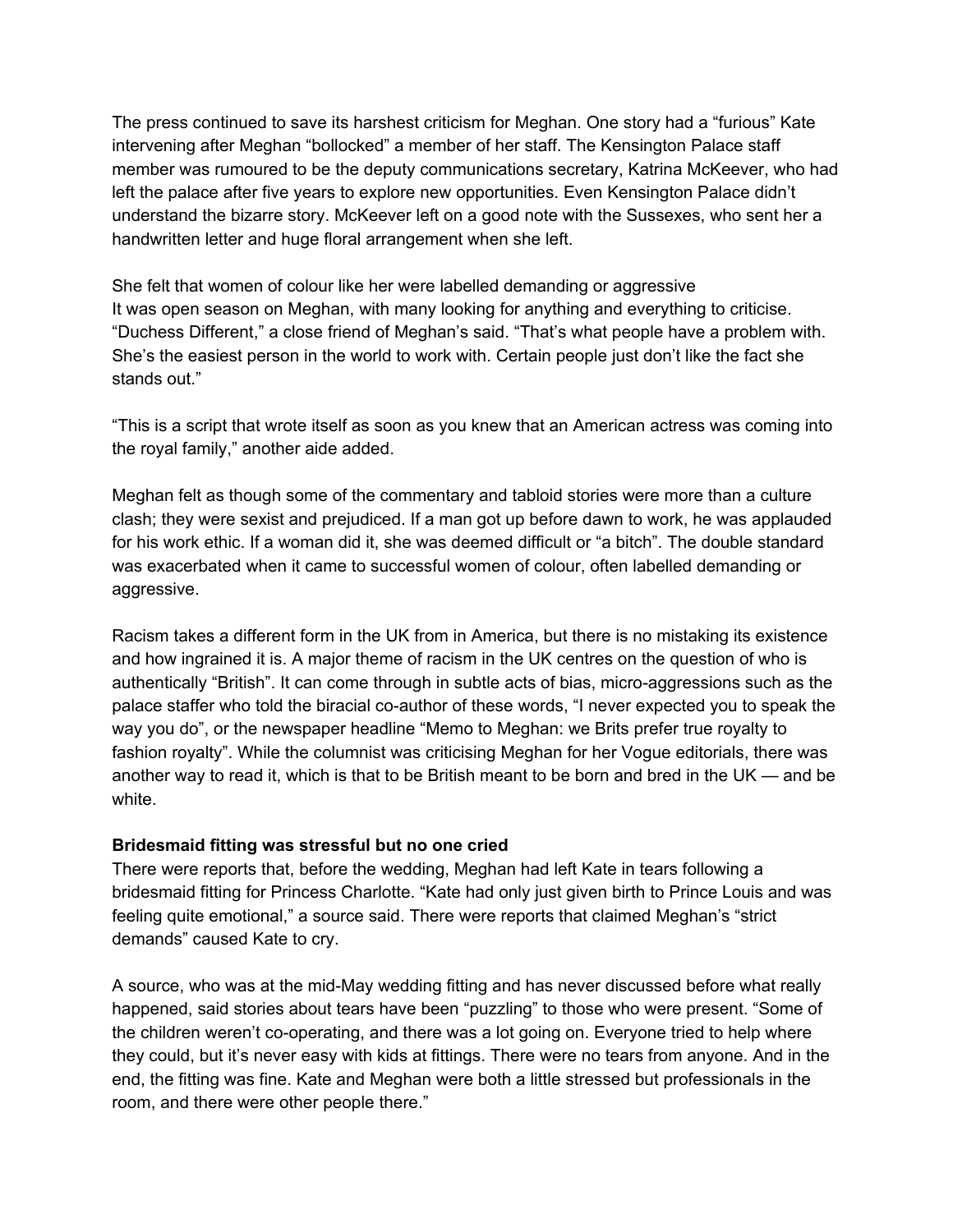The press continued to save its harshest criticism for Meghan. One story had a "furious" Kate intervening after Meghan "bollocked" a member of her staff. The Kensington Palace staff member was rumoured to be the deputy communications secretary, Katrina McKeever, who had left the palace after five years to explore new opportunities. Even Kensington Palace didn't understand the bizarre story. McKeever left on a good note with the Sussexes, who sent her a handwritten letter and huge floral arrangement when she left.

She felt that women of colour like her were labelled demanding or aggressive
It was open season on Meghan, with many looking for anything and everything to criticise. "Duchess Different," a close friend of Meghan's said. "That's what people have a problem with. She's the easiest person in the world to work with. Certain people just don't like the fact she stands out."

"This is a script that wrote itself as soon as you knew that an American actress was coming into the royal family," another aide added.

Meghan felt as though some of the commentary and tabloid stories were more than a culture clash; they were sexist and prejudiced. If a man got up before dawn to work, he was applauded for his work ethic. If a woman did it, she was deemed difficult or "a bitch". The double standard was exacerbated when it came to successful women of colour, often labelled demanding or aggressive.

Racism takes a different form in the UK from in America, but there is no mistaking its existence and how ingrained it is. A major theme of racism in the UK centres on the question of who is authentically "British". It can come through in subtle acts of bias, micro-aggressions such as the palace staffer who told the biracial co-author of these words, "I never expected you to speak the way you do", or the newspaper headline "Memo to Meghan: we Brits prefer true royalty to fashion royalty". While the columnist was criticising Meghan for her Vogue editorials, there was another way to read it, which is that to be British meant to be born and bred in the UK — and be white.

**Bridesmaid fitting was stressful but no one cried**

There were reports that, before the wedding, Meghan had left Kate in tears following a bridesmaid fitting for Princess Charlotte. "Kate had only just given birth to Prince Louis and was feeling quite emotional," a source said. There were reports that claimed Meghan's "strict demands" caused Kate to cry.

A source, who was at the mid-May wedding fitting and has never discussed before what really happened, said stories about tears have been "puzzling" to those who were present. "Some of the children weren't co-operating, and there was a lot going on. Everyone tried to help where they could, but it's never easy with kids at fittings. There were no tears from anyone. And in the end, the fitting was fine. Kate and Meghan were both a little stressed but professionals in the room, and there were other people there."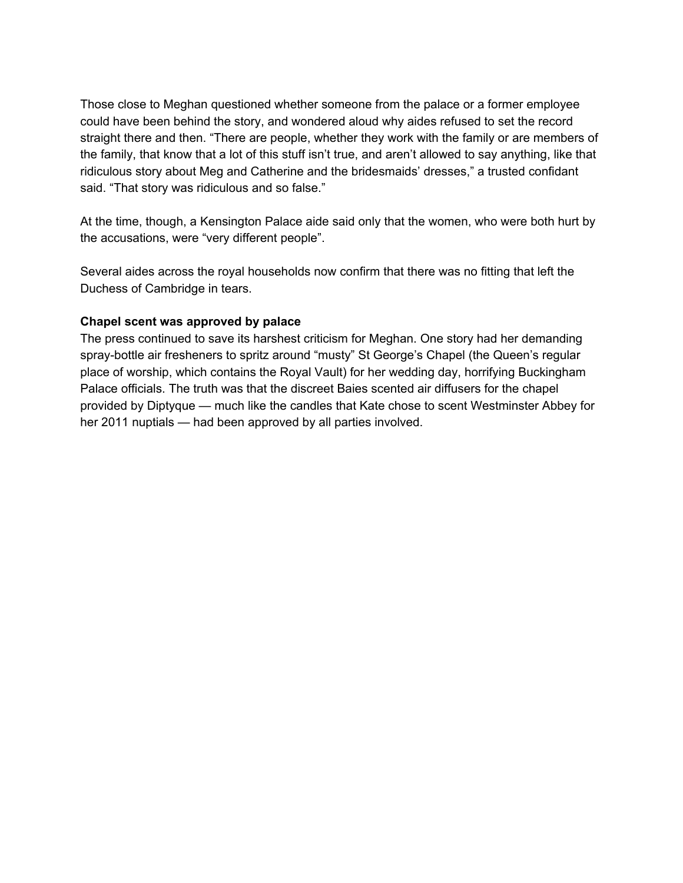Those close to Meghan questioned whether someone from the palace or a former employee could have been behind the story, and wondered aloud why aides refused to set the record straight there and then. “There are people, whether they work with the family or are members of the family, that know that a lot of this stuff isn’t true, and aren’t allowed to say anything, like that ridiculous story about Meg and Catherine and the bridesmaids’ dresses,” a trusted confidant said. “That story was ridiculous and so false.”

At the time, though, a Kensington Palace aide said only that the women, who were both hurt by the accusations, were “very different people”.

Several aides across the royal households now confirm that there was no fitting that left the Duchess of Cambridge in tears.

**Chapel scent was approved by palace**

The press continued to save its harshest criticism for Meghan. One story had her demanding spray-bottle air fresheners to spritz around “musty” St George’s Chapel (the Queen’s regular place of worship, which contains the Royal Vault) for her wedding day, horrifying Buckingham Palace officials. The truth was that the discreet Baies scented air diffusers for the chapel provided by Diptyque — much like the candles that Kate chose to scent Westminster Abbey for her 2011 nuptials — had been approved by all parties involved.